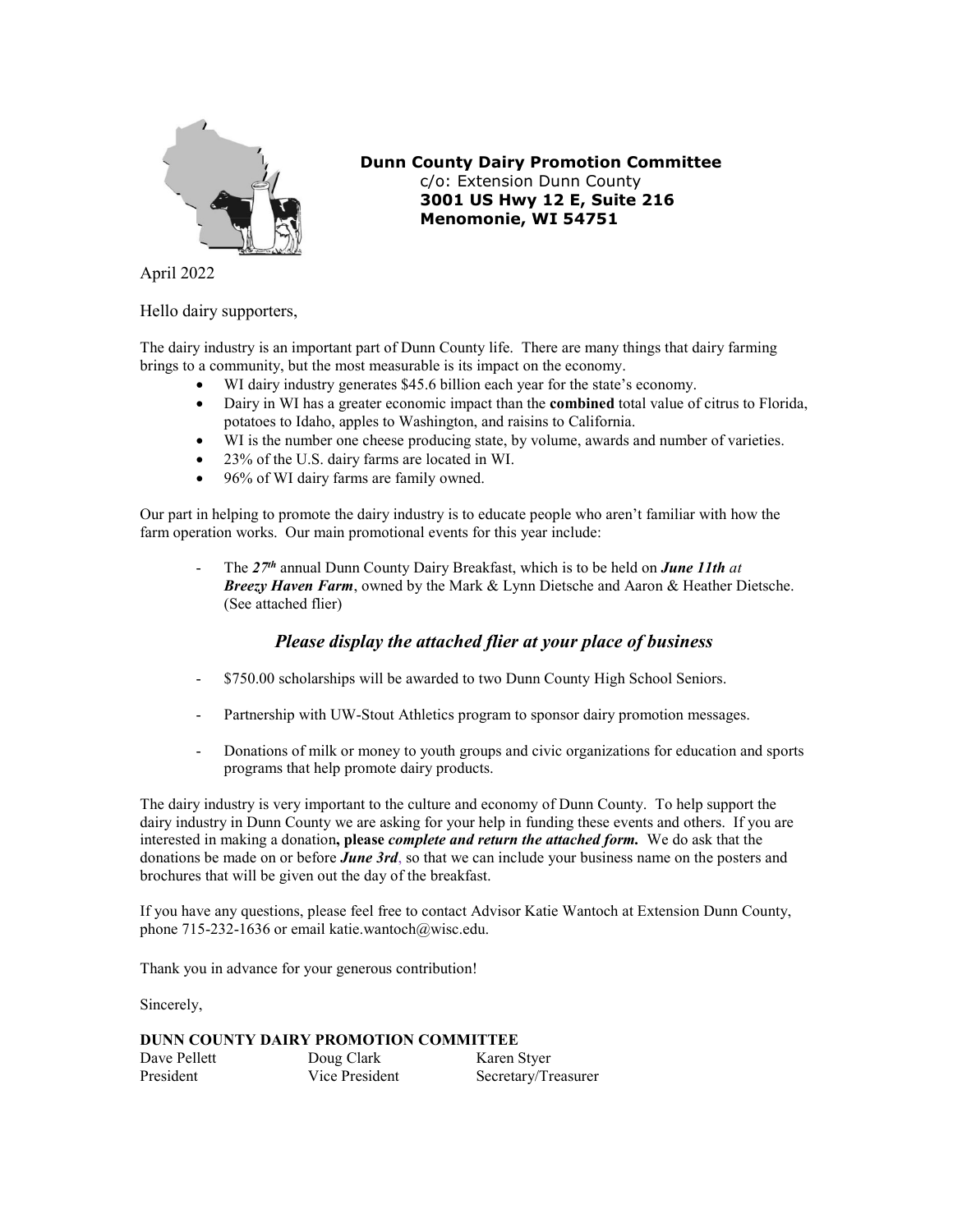**Dunn County Dairy Promotion Committee**
c/o: Extension Dunn County
**3001 US Hwy 12 E, Suite 216**
**Menomonie, WI 54751**

April 2022

Hello dairy supporters,

The dairy industry is an important part of Dunn County life. There are many things that dairy farming brings to a community, but the most measurable is its impact on the economy.

- WI dairy industry generates $45.6 billion each year for the state's economy.
- Dairy in WI has a greater economic impact than the **combined** total value of citrus to Florida, potatoes to Idaho, apples to Washington, and raisins to California.
- WI is the number one cheese producing state, by volume, awards and number of varieties.
- 23% of the U.S. dairy farms are located in WI.
- 96% of WI dairy farms are family owned.

Our part in helping to promote the dairy industry is to educate people who aren't familiar with how the farm operation works. Our main promotional events for this year include:

- The ***27th*** annual Dunn County Dairy Breakfast, which is to be held on ***June 11th*** *at* ***Breezy Haven Farm***, owned by the Mark & Lynn Dietsche and Aaron & Heather Dietsche. (See attached flier)

### *Please display the attached flier at your place of business*

- $750.00 scholarships will be awarded to two Dunn County High School Seniors.
- Partnership with UW-Stout Athletics program to sponsor dairy promotion messages.
- Donations of milk or money to youth groups and civic organizations for education and sports programs that help promote dairy products.

The dairy industry is very important to the culture and economy of Dunn County. To help support the dairy industry in Dunn County we are asking for your help in funding these events and others. If you are interested in making a donation**, please** ***complete and return the attached form.*** We do ask that the donations be made on or before ***June 3rd***, so that we can include your business name on the posters and brochures that will be given out the day of the breakfast.

If you have any questions, please feel free to contact Advisor Katie Wantoch at Extension Dunn County, phone 715-232-1636 or email katie.wantoch@wisc.edu.

Thank you in advance for your generous contribution!

Sincerely,

**DUNN COUNTY DAIRY PROMOTION COMMITTEE**

| Dave Pellett | Doug Clark | Karen Styer |
|---|---|---|
| President | Vice President | Secretary/Treasurer |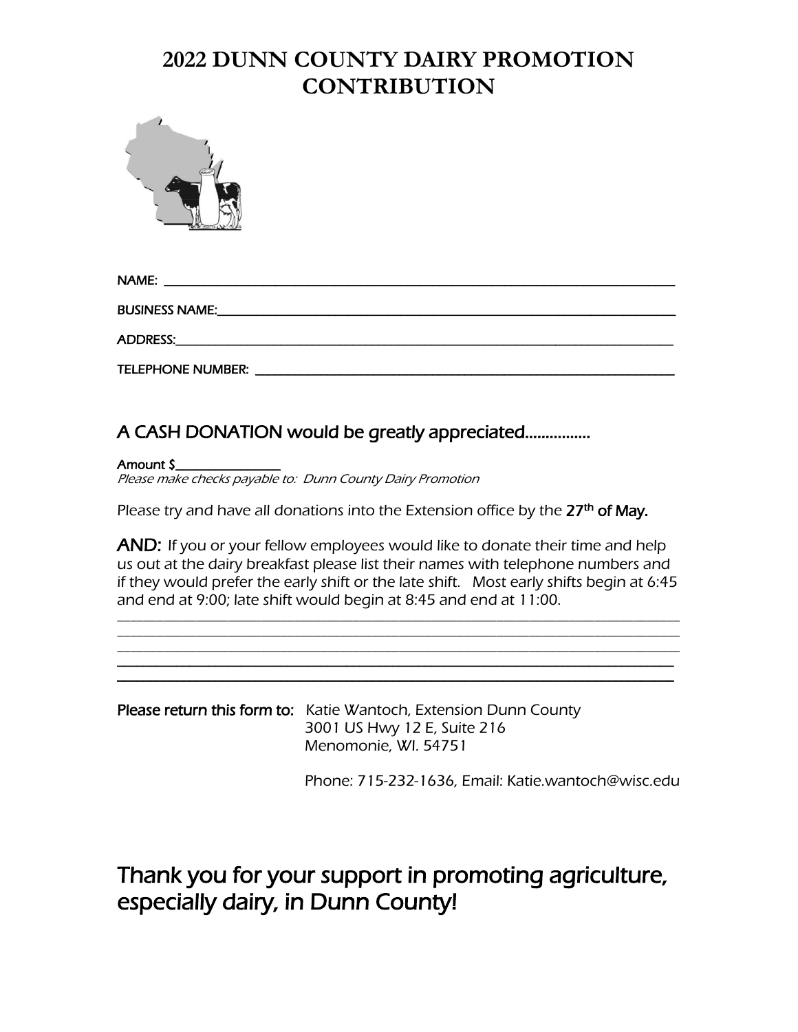# 2022 DUNN COUNTY DAIRY PROMOTION CONTRIBUTION

NAME: ____________________________________________________________________

BUSINESS NAME: ____________________________________________________________

ADDRESS: _________________________________________________________________

TELEPHONE NUMBER: ________________________________________________________

## A CASH DONATION would be greatly appreciated...............

**Amount $**________________

*Please make checks payable to: Dunn County Dairy Promotion*

Please try and have all donations into the Extension office by the **27th of May.**

**AND:** If you or your fellow employees would like to donate their time and help us out at the dairy breakfast please list their names with telephone numbers and if they would prefer the early shift or the late shift. Most early shifts begin at 6:45 and end at 9:00; late shift would begin at 8:45 and end at 11:00.

______________________________________________________________________________

______________________________________________________________________________

______________________________________________________________________________

______________________________________________________________________________

______________________________________________________________________________

**Please return this form to:** Katie Wantoch, Extension Dunn County
3001 US Hwy 12 E, Suite 216
Menomonie, WI. 54751

Phone: 715-232-1636, Email: Katie.wantoch@wisc.edu

## Thank you for your support in promoting agriculture, especially dairy, in Dunn County!